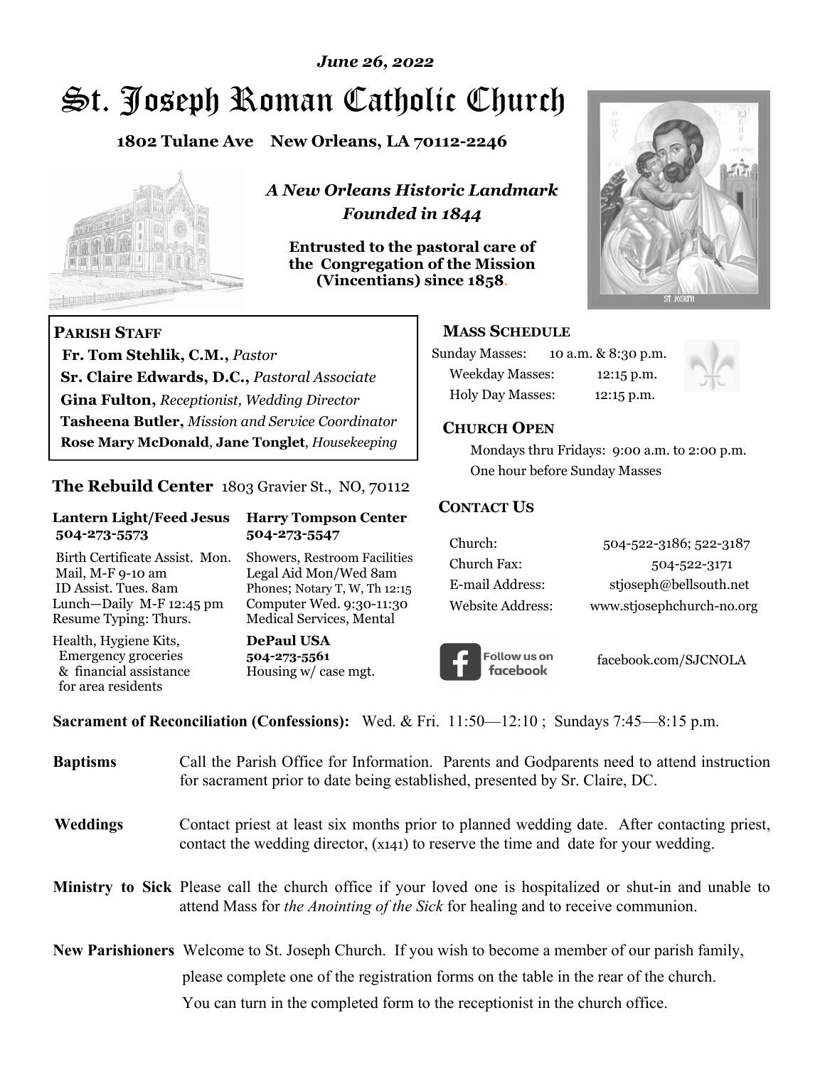*June 26, 2022*

# St. Joseph Roman Catholic Church

**1802 Tulane Ave New Orleans, LA 70112-2246**

***A New Orleans Historic Landmark***
***Founded in 1844***

**Entrusted to the pastoral care of the Congregation of the Mission (Vincentians) since 1858.**

**PARISH STAFF**

**Fr. Tom Stehlik, C.M.,** *Pastor*
**Sr. Claire Edwards, D.C.,** *Pastoral Associate*
**Gina Fulton,** *Receptionist, Wedding Director*
**Tasheena Butler,** *Mission and Service Coordinator*
**Rose Mary McDonald**, **Jane Tonglet**, *Housekeeping*

## The Rebuild Center 1803 Gravier St., NO, 70112

**Lantern Light/Feed Jesus**
**504-273-5573**

Birth Certificate Assist. Mon.
Mail, M-F 9-10 am
ID Assist. Tues. 8am
Lunch—Daily M-F 12:45 pm
Resume Typing: Thurs.

Health, Hygiene Kits, Emergency groceries & financial assistance for area residents

**Harry Tompson Center**
**504-273-5547**

Showers, Restroom Facilities
Legal Aid Mon/Wed 8am
Phones; Notary T, W, Th 12:15
Computer Wed. 9:30-11:30
Medical Services, Mental

**DePaul USA**
**504-273-5561**
Housing w/ case mgt.

**MASS SCHEDULE**

| | |
|---|---|
| Sunday Masses: | 10 a.m. & 8:30 p.m. |
| Weekday Masses: | 12:15 p.m. |
| Holy Day Masses: | 12:15 p.m. |

**CHURCH OPEN**

Mondays thru Fridays: 9:00 a.m. to 2:00 p.m.
One hour before Sunday Masses

**CONTACT US**

| | |
|---|---|
| Church: | 504-522-3186; 522-3187 |
| Church Fax: | 504-522-3171 |
| E-mail Address: | stjoseph@bellsouth.net |
| Website Address: | www.stjosephchurch-no.org |

Follow us on facebook — facebook.com/SJCNOLA

**Sacrament of Reconciliation (Confessions):** Wed. & Fri. 11:50—12:10 ; Sundays 7:45—8:15 p.m.

**Baptisms** Call the Parish Office for Information. Parents and Godparents need to attend instruction for sacrament prior to date being established, presented by Sr. Claire, DC.

**Weddings** Contact priest at least six months prior to planned wedding date. After contacting priest, contact the wedding director, (x141) to reserve the time and date for your wedding.

**Ministry to Sick** Please call the church office if your loved one is hospitalized or shut-in and unable to attend Mass for *the Anointing of the Sick* for healing and to receive communion.

**New Parishioners** Welcome to St. Joseph Church. If you wish to become a member of our parish family, please complete one of the registration forms on the table in the rear of the church. You can turn in the completed form to the receptionist in the church office.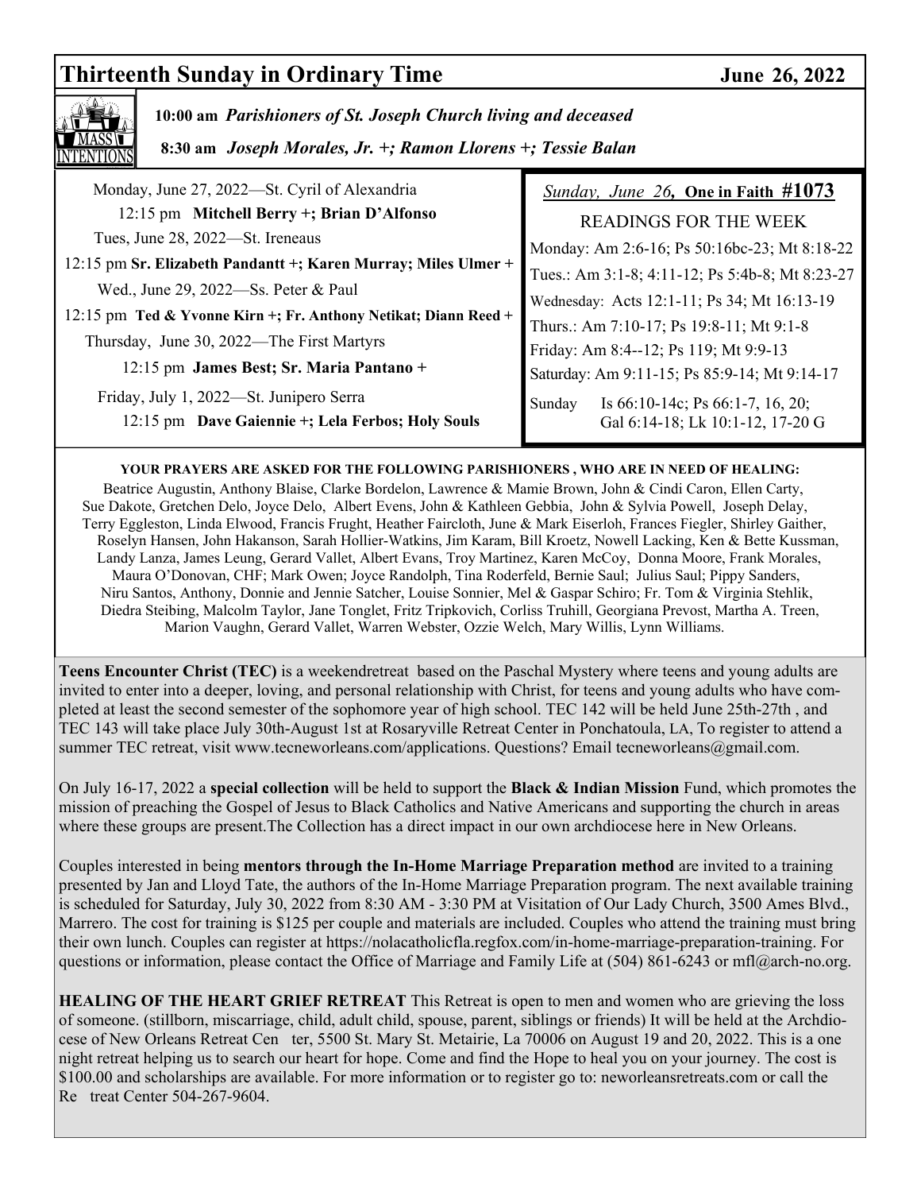# Thirteenth Sunday in Ordinary Time — June 26, 2022

**10:00 am** *Parishioners of St. Joseph Church living and deceased*

**8:30 am** *Joseph Morales, Jr. +; Ramon Llorens +; Tessie Balan*

Monday, June 27, 2022—St. Cyril of Alexandria
12:15 pm **Mitchell Berry +; Brian D'Alfonso**

Tues, June 28, 2022—St. Ireneaus
12:15 pm **Sr. Elizabeth Pandantt +; Karen Murray; Miles Ulmer +**

Wed., June 29, 2022—Ss. Peter & Paul
12:15 pm **Ted & Yvonne Kirn +; Fr. Anthony Netikat; Diann Reed +**

Thursday, June 30, 2022—The First Martyrs
12:15 pm **James Best; Sr. Maria Pantano +**

Friday, July 1, 2022—St. Junipero Serra
12:15 pm **Dave Gaiennie +; Lela Ferbos; Holy Souls**

*Sunday, June 26,* **One in Faith #1073**

READINGS FOR THE WEEK

Monday: Am 2:6-16; Ps 50:16bc-23; Mt 8:18-22
Tues.: Am 3:1-8; 4:11-12; Ps 5:4b-8; Mt 8:23-27
Wednesday: Acts 12:1-11; Ps 34; Mt 16:13-19
Thurs.: Am 7:10-17; Ps 19:8-11; Mt 9:1-8
Friday: Am 8:4--12; Ps 119; Mt 9:9-13
Saturday: Am 9:11-15; Ps 85:9-14; Mt 9:14-17
Sunday Is 66:10-14c; Ps 66:1-7, 16, 20; Gal 6:14-18; Lk 10:1-12, 17-20 G

**YOUR PRAYERS ARE ASKED FOR THE FOLLOWING PARISHIONERS , WHO ARE IN NEED OF HEALING:**

Beatrice Augustin, Anthony Blaise, Clarke Bordelon, Lawrence & Mamie Brown, John & Cindi Caron, Ellen Carty, Sue Dakote, Gretchen Delo, Joyce Delo, Albert Evens, John & Kathleen Gebbia, John & Sylvia Powell, Joseph Delay, Terry Eggleston, Linda Elwood, Francis Frught, Heather Faircloth, June & Mark Eiserloh, Frances Fiegler, Shirley Gaither, Roselyn Hansen, John Hakanson, Sarah Hollier-Watkins, Jim Karam, Bill Kroetz, Nowell Lacking, Ken & Bette Kussman, Landy Lanza, James Leung, Gerard Vallet, Albert Evans, Troy Martinez, Karen McCoy, Donna Moore, Frank Morales, Maura O'Donovan, CHF; Mark Owen; Joyce Randolph, Tina Roderfeld, Bernie Saul; Julius Saul; Pippy Sanders, Niru Santos, Anthony, Donnie and Jennie Satcher, Louise Sonnier, Mel & Gaspar Schiro; Fr. Tom & Virginia Stehlik, Diedra Steibing, Malcolm Taylor, Jane Tonglet, Fritz Tripkovich, Corliss Truhill, Georgiana Prevost, Martha A. Treen, Marion Vaughn, Gerard Vallet, Warren Webster, Ozzie Welch, Mary Willis, Lynn Williams.

**Teens Encounter Christ (TEC)** is a weekendretreat based on the Paschal Mystery where teens and young adults are invited to enter into a deeper, loving, and personal relationship with Christ, for teens and young adults who have completed at least the second semester of the sophomore year of high school. TEC 142 will be held June 25th-27th , and TEC 143 will take place July 30th-August 1st at Rosaryville Retreat Center in Ponchatoula, LA, To register to attend a summer TEC retreat, visit www.tecneworleans.com/applications. Questions? Email tecneworleans@gmail.com.

On July 16-17, 2022 a **special collection** will be held to support the **Black & Indian Mission** Fund, which promotes the mission of preaching the Gospel of Jesus to Black Catholics and Native Americans and supporting the church in areas where these groups are present.The Collection has a direct impact in our own archdiocese here in New Orleans.

Couples interested in being **mentors through the In-Home Marriage Preparation method** are invited to a training presented by Jan and Lloyd Tate, the authors of the In-Home Marriage Preparation program. The next available training is scheduled for Saturday, July 30, 2022 from 8:30 AM - 3:30 PM at Visitation of Our Lady Church, 3500 Ames Blvd., Marrero. The cost for training is $125 per couple and materials are included. Couples who attend the training must bring their own lunch. Couples can register at https://nolacatholicfla.regfox.com/in-home-marriage-preparation-training. For questions or information, please contact the Office of Marriage and Family Life at (504) 861-6243 or mfl@arch-no.org.

**HEALING OF THE HEART GRIEF RETREAT** This Retreat is open to men and women who are grieving the loss of someone. (stillborn, miscarriage, child, adult child, spouse, parent, siblings or friends) It will be held at the Archdiocese of New Orleans Retreat Center, 5500 St. Mary St. Metairie, La 70006 on August 19 and 20, 2022. This is a one night retreat helping us to search our heart for hope. Come and find the Hope to heal you on your journey. The cost is $100.00 and scholarships are available. For more information or to register go to: neworleansretreats.com or call the Retreat Center 504-267-9604.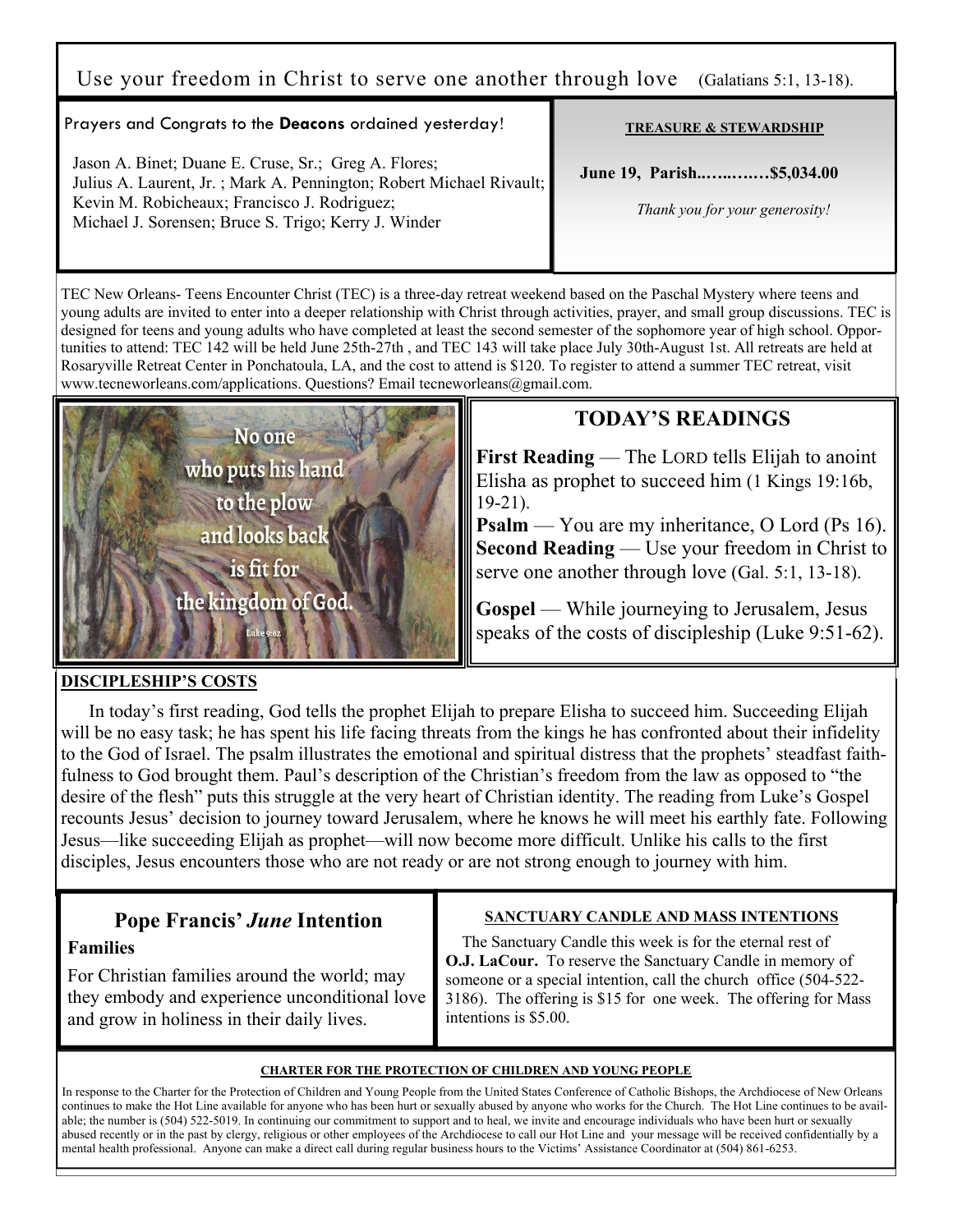Use your freedom in Christ to serve one another through love (Galatians 5:1, 13-18).

Prayers and Congrats to the **Deacons** ordained yesterday!

Jason A. Binet; Duane E. Cruse, Sr.; Greg A. Flores; Julius A. Laurent, Jr. ; Mark A. Pennington; Robert Michael Rivault; Kevin M. Robicheaux; Francisco J. Rodriguez; Michael J. Sorensen; Bruce S. Trigo; Kerry J. Winder

**TREASURE & STEWARDSHIP**

**June 19, Parish..…..……$5,034.00**

*Thank you for your generosity!*

TEC New Orleans- Teens Encounter Christ (TEC) is a three-day retreat weekend based on the Paschal Mystery where teens and young adults are invited to enter into a deeper relationship with Christ through activities, prayer, and small group discussions. TEC is designed for teens and young adults who have completed at least the second semester of the sophomore year of high school. Opportunities to attend: TEC 142 will be held June 25th-27th , and TEC 143 will take place July 30th-August 1st. All retreats are held at Rosaryville Retreat Center in Ponchatoula, LA, and the cost to attend is $120. To register to attend a summer TEC retreat, visit www.tecneworleans.com/applications. Questions? Email tecneworleans@gmail.com.

No one who puts his hand to the plow and looks back is fit for the kingdom of God. Luke 9:62

## TODAY'S READINGS

**First Reading** — The LORD tells Elijah to anoint Elisha as prophet to succeed him (1 Kings 19:16b, 19-21).
**Psalm** — You are my inheritance, O Lord (Ps 16).
**Second Reading** — Use your freedom in Christ to serve one another through love (Gal. 5:1, 13-18).

**Gospel** — While journeying to Jerusalem, Jesus speaks of the costs of discipleship (Luke 9:51-62).

**DISCIPLESHIP'S COSTS**

In today's first reading, God tells the prophet Elijah to prepare Elisha to succeed him. Succeeding Elijah will be no easy task; he has spent his life facing threats from the kings he has confronted about their infidelity to the God of Israel. The psalm illustrates the emotional and spiritual distress that the prophets' steadfast faithfulness to God brought them. Paul's description of the Christian's freedom from the law as opposed to "the desire of the flesh" puts this struggle at the very heart of Christian identity. The reading from Luke's Gospel recounts Jesus' decision to journey toward Jerusalem, where he knows he will meet his earthly fate. Following Jesus—like succeeding Elijah as prophet—will now become more difficult. Unlike his calls to the first disciples, Jesus encounters those who are not ready or are not strong enough to journey with him.

## Pope Francis' *June* Intention

**Families**

For Christian families around the world; may they embody and experience unconditional love and grow in holiness in their daily lives.

**SANCTUARY CANDLE AND MASS INTENTIONS**

The Sanctuary Candle this week is for the eternal rest of **O.J. LaCour.** To reserve the Sanctuary Candle in memory of someone or a special intention, call the church office (504-522-3186). The offering is $15 for one week. The offering for Mass intentions is $5.00.

**CHARTER FOR THE PROTECTION OF CHILDREN AND YOUNG PEOPLE**

In response to the Charter for the Protection of Children and Young People from the United States Conference of Catholic Bishops, the Archdiocese of New Orleans continues to make the Hot Line available for anyone who has been hurt or sexually abused by anyone who works for the Church. The Hot Line continues to be available; the number is (504) 522-5019. In continuing our commitment to support and to heal, we invite and encourage individuals who have been hurt or sexually abused recently or in the past by clergy, religious or other employees of the Archdiocese to call our Hot Line and your message will be received confidentially by a mental health professional. Anyone can make a direct call during regular business hours to the Victims' Assistance Coordinator at (504) 861-6253.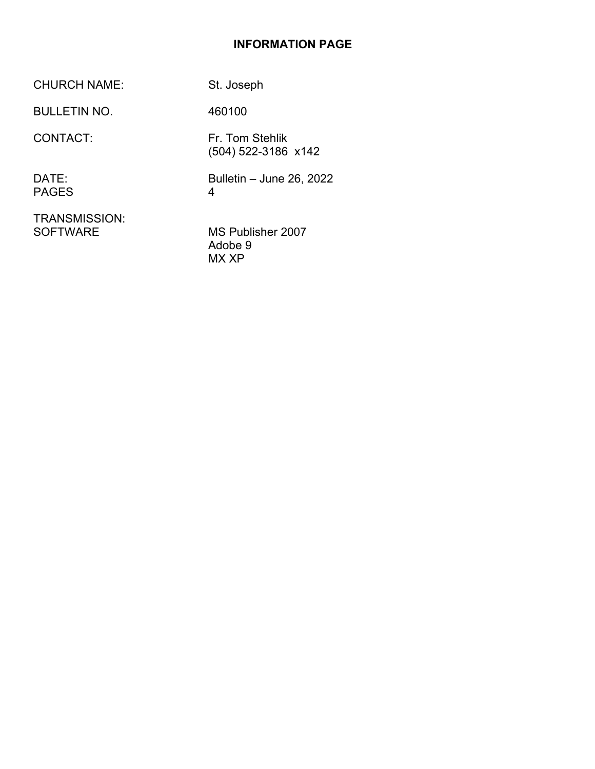# INFORMATION PAGE

| | |
|---|---|
| CHURCH NAME: | St. Joseph |
| BULLETIN NO. | 460100 |
| CONTACT: | Fr. Tom Stehlik<br>(504) 522-3186 x142 |
| DATE: | Bulletin – June 26, 2022 |
| PAGES | 4 |
| TRANSMISSION:<br>SOFTWARE | MS Publisher 2007<br>Adobe 9<br>MX XP |